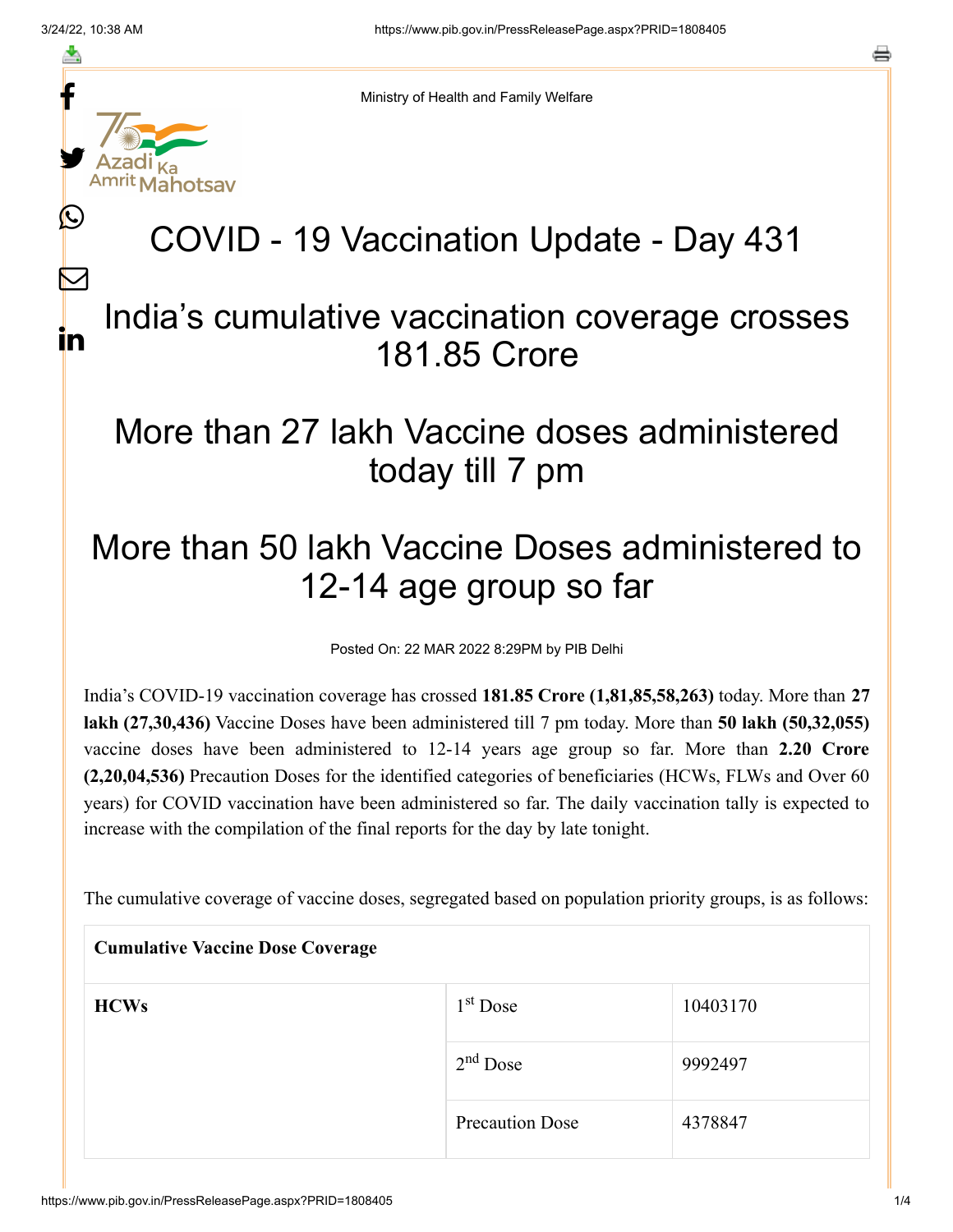Ministry of Health and Family Welfare

# COVID - 19 Vaccination Update - Day 431

## India's cumulative vaccination coverage crosses 181.85 Crore

## More than 27 lakh Vaccine doses administered today till 7 pm

## More than 50 lakh Vaccine Doses administered to 12-14 age group so far

Posted On: 22 MAR 2022 8:29PM by PIB Delhi

India's COVID-19 vaccination coverage has crossed **181.85 Crore (1,81,85,58,263)** today. More than **27 lakh (27,30,436)** Vaccine Doses have been administered till 7 pm today. More than **50 lakh (50,32,055)** vaccine doses have been administered to 12-14 years age group so far. More than **2.20 Crore (2,20,04,536)** Precaution Doses for the identified categories of beneficiaries (HCWs, FLWs and Over 60 years) for COVID vaccination have been administered so far. The daily vaccination tally is expected to increase with the compilation of the final reports for the day by late tonight.

The cumulative coverage of vaccine doses, segregated based on population priority groups, is as follows:

| **Cumulative Vaccine Dose Coverage** | | |
|---|---|---|
| **HCWs** | 1st Dose | 10403170 |
| | 2nd Dose | 9992497 |
| | Precaution Dose | 4378847 |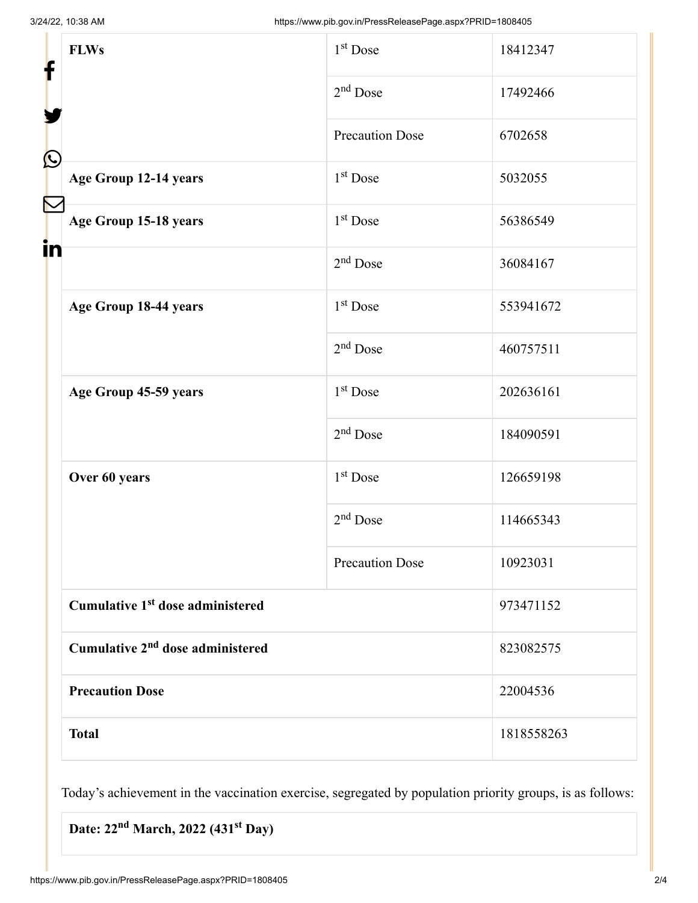| | | |
|---|---|---|
| **FLWs** | 1st Dose | 18412347 |
| | 2nd Dose | 17492466 |
| | Precaution Dose | 6702658 |
| **Age Group 12-14 years** | 1st Dose | 5032055 |
| **Age Group 15-18 years** | 1st Dose | 56386549 |
| | 2nd Dose | 36084167 |
| **Age Group 18-44 years** | 1st Dose | 553941672 |
| | 2nd Dose | 460757511 |
| **Age Group 45-59 years** | 1st Dose | 202636161 |
| | 2nd Dose | 184090591 |
| **Over 60 years** | 1st Dose | 126659198 |
| | 2nd Dose | 114665343 |
| | Precaution Dose | 10923031 |
| **Cumulative 1st dose administered** | | 973471152 |
| **Cumulative 2nd dose administered** | | 823082575 |
| **Precaution Dose** | | 22004536 |
| **Total** | | 1818558263 |

Today's achievement in the vaccination exercise, segregated by population priority groups, is as follows:

| **Date: 22nd March, 2022 (431st Day)** |
|---|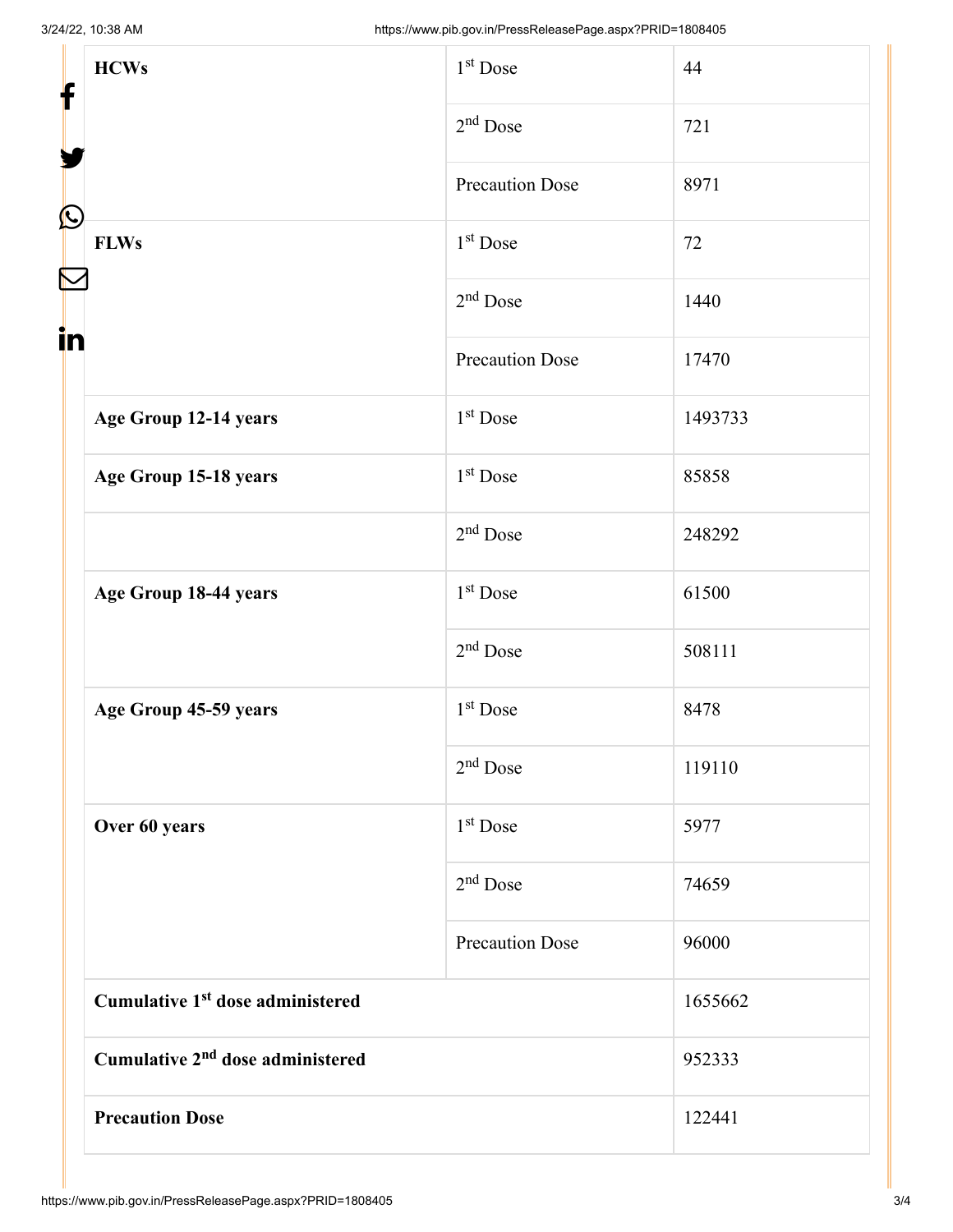| HCWs | 1st Dose | 44 |
|---|---|---|
| | 2nd Dose | 721 |
| | Precaution Dose | 8971 |
| FLWs | 1st Dose | 72 |
| | 2nd Dose | 1440 |
| | Precaution Dose | 17470 |
| Age Group 12-14 years | 1st Dose | 1493733 |
| Age Group 15-18 years | 1st Dose | 85858 |
| | 2nd Dose | 248292 |
| Age Group 18-44 years | 1st Dose | 61500 |
| | 2nd Dose | 508111 |
| Age Group 45-59 years | 1st Dose | 8478 |
| | 2nd Dose | 119110 |
| Over 60 years | 1st Dose | 5977 |
| | 2nd Dose | 74659 |
| | Precaution Dose | 96000 |
| Cumulative 1st dose administered | | 1655662 |
| Cumulative 2nd dose administered | | 952333 |
| Precaution Dose | | 122441 |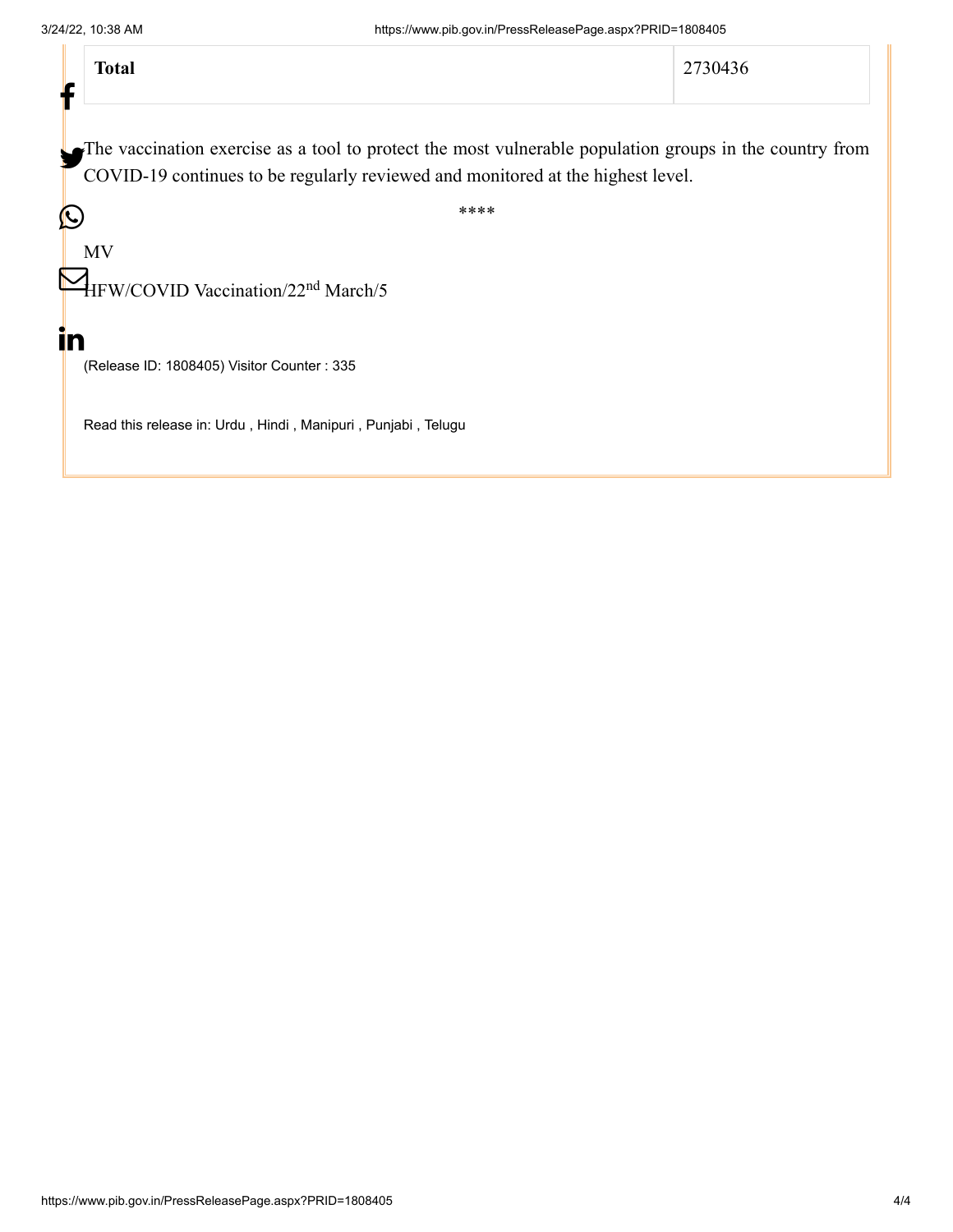| | |
|---|---|
| **Total** | 2730436 |

The vaccination exercise as a tool to protect the most vulnerable population groups in the country from COVID-19 continues to be regularly reviewed and monitored at the highest level.

****

MV

HFW/COVID Vaccination/22nd March/5

(Release ID: 1808405) Visitor Counter : 335

Read this release in: Urdu , Hindi , Manipuri , Punjabi , Telugu